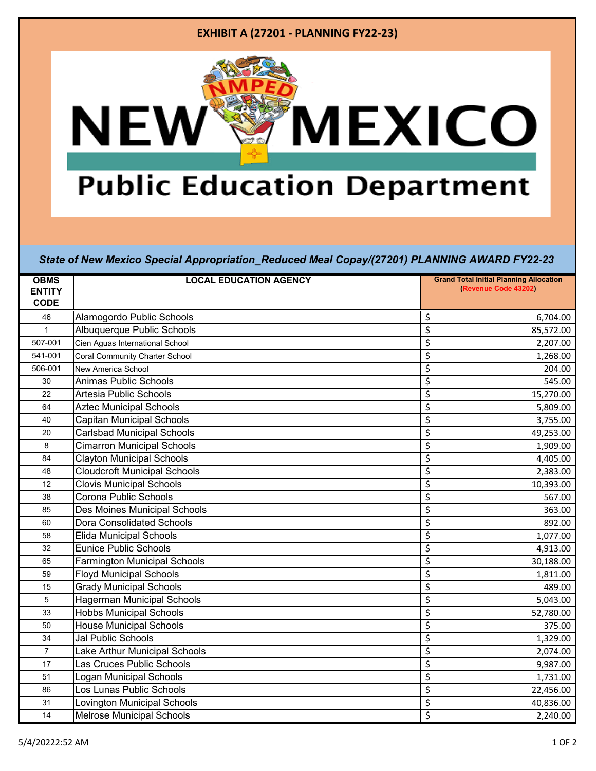# EXHIBIT A (27201 - PLANNING FY22-23)

NEW MEXICO
Public Education Department

***State of New Mexico Special Appropriation_Reduced Meal Copay/(27201) PLANNING AWARD FY22-23***

| OBMS ENTITY CODE | LOCAL EDUCATION AGENCY | Grand Total Initial Planning Allocation (Revenue Code 43202) |
|---|---|---|
| 46 | Alamogordo Public Schools | $ 6,704.00 |
| 1 | Albuquerque Public Schools | $ 85,572.00 |
| 507-001 | Cien Aguas International School | $ 2,207.00 |
| 541-001 | Coral Community Charter School | $ 1,268.00 |
| 506-001 | New America School | $ 204.00 |
| 30 | Animas Public Schools | $ 545.00 |
| 22 | Artesia Public Schools | $ 15,270.00 |
| 64 | Aztec Municipal Schools | $ 5,809.00 |
| 40 | Capitan Municipal Schools | $ 3,755.00 |
| 20 | Carlsbad Municipal Schools | $ 49,253.00 |
| 8 | Cimarron Municipal Schools | $ 1,909.00 |
| 84 | Clayton Municipal Schools | $ 4,405.00 |
| 48 | Cloudcroft Municipal Schools | $ 2,383.00 |
| 12 | Clovis Municipal Schools | $ 10,393.00 |
| 38 | Corona Public Schools | $ 567.00 |
| 85 | Des Moines Municipal Schools | $ 363.00 |
| 60 | Dora Consolidated Schools | $ 892.00 |
| 58 | Elida Municipal Schools | $ 1,077.00 |
| 32 | Eunice Public Schools | $ 4,913.00 |
| 65 | Farmington Municipal Schools | $ 30,188.00 |
| 59 | Floyd Municipal Schools | $ 1,811.00 |
| 15 | Grady Municipal Schools | $ 489.00 |
| 5 | Hagerman Municipal Schools | $ 5,043.00 |
| 33 | Hobbs Municipal Schools | $ 52,780.00 |
| 50 | House Municipal Schools | $ 375.00 |
| 34 | Jal Public Schools | $ 1,329.00 |
| 7 | Lake Arthur Municipal Schools | $ 2,074.00 |
| 17 | Las Cruces Public Schools | $ 9,987.00 |
| 51 | Logan Municipal Schools | $ 1,731.00 |
| 86 | Los Lunas Public Schools | $ 22,456.00 |
| 31 | Lovington Municipal Schools | $ 40,836.00 |
| 14 | Melrose Municipal Schools | $ 2,240.00 |

5/4/20222:52 AM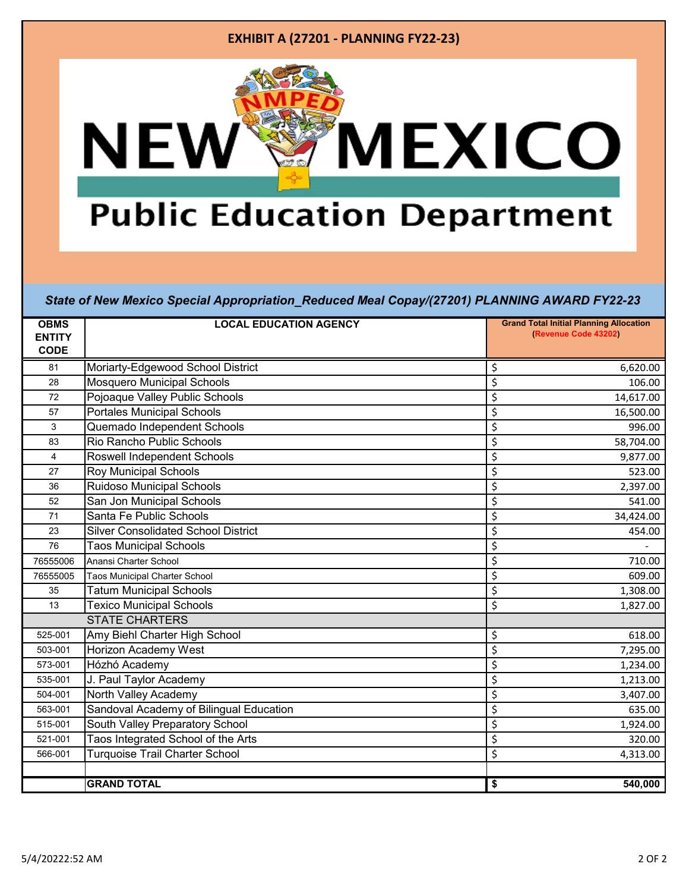# EXHIBIT A (27201 - PLANNING FY22-23)

NEW MEXICO Public Education Department

***State of New Mexico Special Appropriation_Reduced Meal Copay/(27201) PLANNING AWARD FY22-23***

| OBMS ENTITY CODE | LOCAL EDUCATION AGENCY | Grand Total Initial Planning Allocation (Revenue Code 43202) |
|---|---|---|
| 81 | Moriarty-Edgewood School District | $ 6,620.00 |
| 28 | Mosquero Municipal Schools | $ 106.00 |
| 72 | Pojoaque Valley Public Schools | $ 14,617.00 |
| 57 | Portales Municipal Schools | $ 16,500.00 |
| 3 | Quemado Independent Schools | $ 996.00 |
| 83 | Rio Rancho Public Schools | $ 58,704.00 |
| 4 | Roswell Independent Schools | $ 9,877.00 |
| 27 | Roy Municipal Schools | $ 523.00 |
| 36 | Ruidoso Municipal Schools | $ 2,397.00 |
| 52 | San Jon Municipal Schools | $ 541.00 |
| 71 | Santa Fe Public Schools | $ 34,424.00 |
| 23 | Silver Consolidated School District | $ 454.00 |
| 76 | Taos Municipal Schools | $ - |
| 76555006 | Anansi Charter School | $ 710.00 |
| 76555005 | Taos Municipal Charter School | $ 609.00 |
| 35 | Tatum Municipal Schools | $ 1,308.00 |
| 13 | Texico Municipal Schools | $ 1,827.00 |
| | STATE CHARTERS | |
| 525-001 | Amy Biehl Charter High School | $ 618.00 |
| 503-001 | Horizon Academy West | $ 7,295.00 |
| 573-001 | Hózhó Academy | $ 1,234.00 |
| 535-001 | J. Paul Taylor Academy | $ 1,213.00 |
| 504-001 | North Valley Academy | $ 3,407.00 |
| 563-001 | Sandoval Academy of Bilingual Education | $ 635.00 |
| 515-001 | South Valley Preparatory School | $ 1,924.00 |
| 521-001 | Taos Integrated School of the Arts | $ 320.00 |
| 566-001 | Turquoise Trail Charter School | $ 4,313.00 |
| | | |
| | **GRAND TOTAL** | **$ 540,000** |

5/4/20222:52 AM